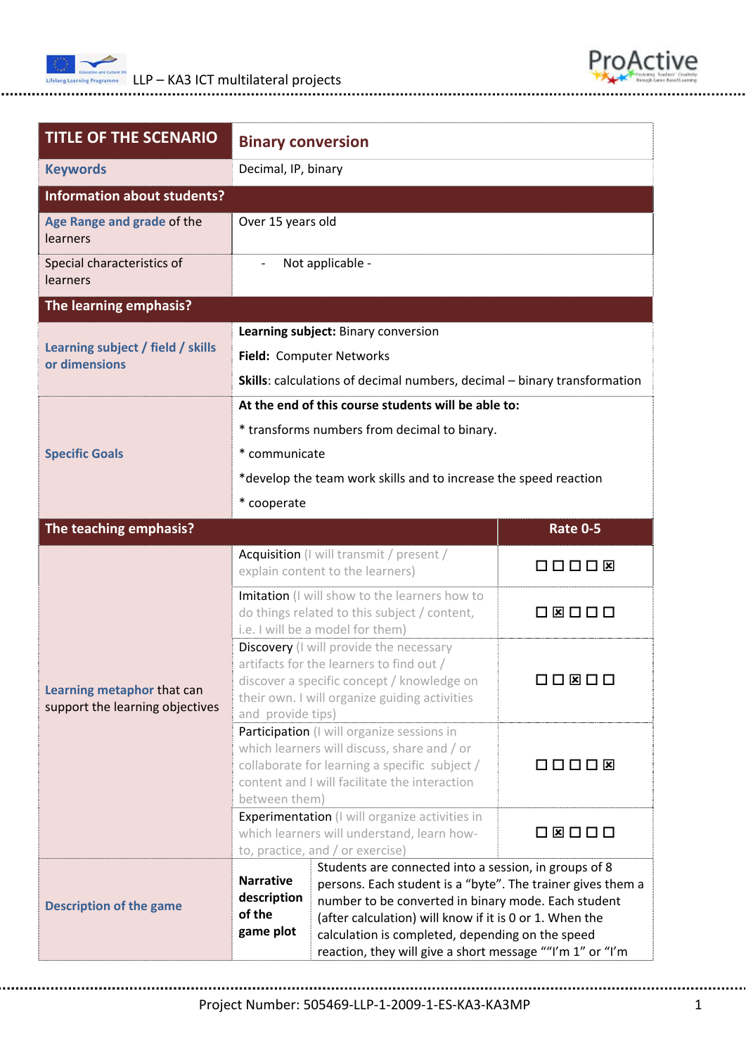| TITLE OF THE SCENARIO | Binary conversion | |
|---|---|---|
| Keywords | Decimal, IP, binary | |
| **Information about students?** | | |
| Age Range and grade of the learners | Over 15 years old | |
| Special characteristics of learners | - Not applicable - | |
| **The learning emphasis?** | | |
| Learning subject / field / skills or dimensions | **Learning subject:** Binary conversion<br>**Field:** Computer Networks<br>**Skills**: calculations of decimal numbers, decimal – binary transformation | |
| Specific Goals | **At the end of this course students will be able to:**<br>* transforms numbers from decimal to binary.<br>* communicate<br>*develop the team work skills and to increase the speed reaction<br>* cooperate | |
| **The teaching emphasis?** | | **Rate 0-5** |
| Learning metaphor that can support the learning objectives | Acquisition (I will transmit / present / explain content to the learners) | ☐ ☐ ☐ ☐ ☒ |
| | Imitation (I will show to the learners how to do things related to this subject / content, i.e. I will be a model for them) | ☐ ☒ ☐ ☐ ☐ |
| | Discovery (I will provide the necessary artifacts for the learners to find out / discover a specific concept / knowledge on their own. I will organize guiding activities and provide tips) | ☐ ☐ ☒ ☐ ☐ |
| | Participation (I will organize sessions in which learners will discuss, share and / or collaborate for learning a specific subject / content and I will facilitate the interaction between them) | ☐ ☐ ☐ ☐ ☒ |
| | Experimentation (I will organize activities in which learners will understand, learn how-to, practice, and / or exercise) | ☐ ☒ ☐ ☐ ☐ |
| Description of the game | **Narrative description of the game plot** | Students are connected into a session, in groups of 8 persons. Each student is a "byte". The trainer gives them a number to be converted in binary mode. Each student (after calculation) will know if it is 0 or 1. When the calculation is completed, depending on the speed reaction, they will give a short message ""I'm 1" or "I'm |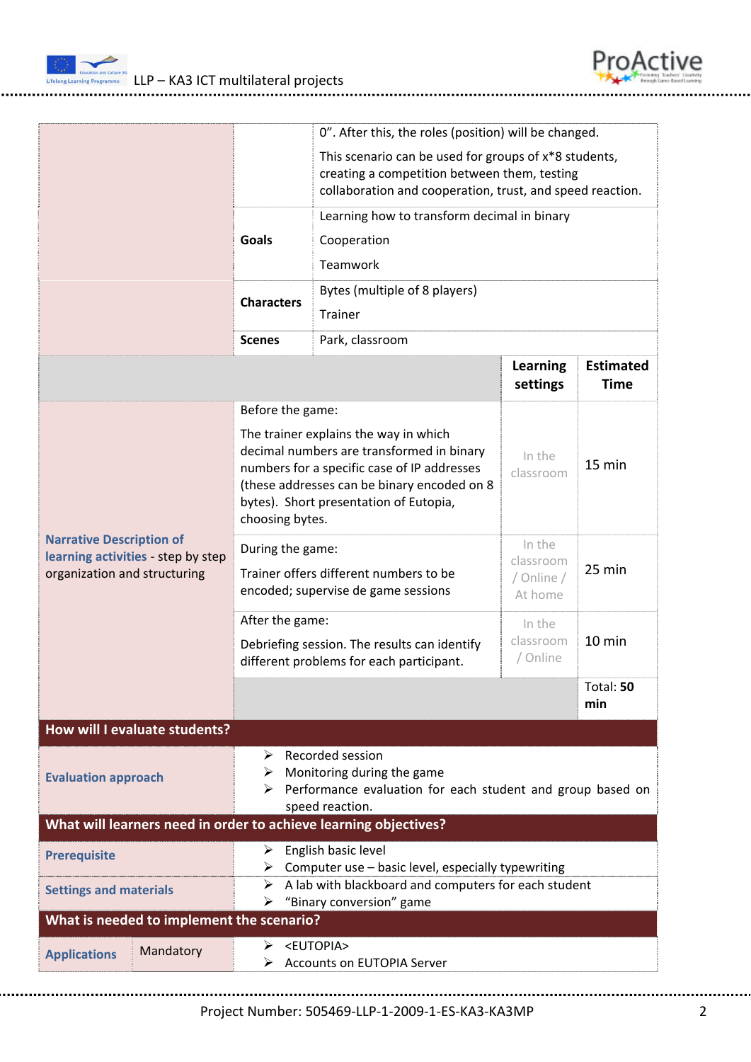| | | | | |
|---|---|---|---|---|
| | | 0". After this, the roles (position) will be changed.<br><br>This scenario can be used for groups of x*8 students, creating a competition between them, testing collaboration and cooperation, trust, and speed reaction. | | |
| | **Goals** | Learning how to transform decimal in binary<br><br>Cooperation<br><br>Teamwork | | |
| | **Characters** | Bytes (multiple of 8 players)<br><br>Trainer | | |
| | **Scenes** | Park, classroom | | |
| | | | **Learning settings** | **Estimated Time** |
| **Narrative Description of learning activities** - step by step organization and structuring | Before the game:<br><br>The trainer explains the way in which decimal numbers are transformed in binary numbers for a specific case of IP addresses (these addresses can be binary encoded on 8 bytes). Short presentation of Eutopia, choosing bytes. | | In the classroom | 15 min |
| | During the game:<br><br>Trainer offers different numbers to be encoded; supervise de game sessions | | In the classroom / Online / At home | 25 min |
| | After the game:<br><br>Debriefing session. The results can identify different problems for each participant. | | In the classroom / Online | 10 min |
| | | | | Total: **50 min** |

| **How will I evaluate students?** | |
|---|---|
| **Evaluation approach** | ➢ Recorded session<br>➢ Monitoring during the game<br>➢ Performance evaluation for each student and group based on speed reaction. |

| **What will learners need in order to achieve learning objectives?** | |
|---|---|
| **Prerequisite** | ➢ English basic level<br>➢ Computer use – basic level, especially typewriting |
| **Settings and materials** | ➢ A lab with blackboard and computers for each student<br>➢ "Binary conversion" game |

| **What is needed to implement the scenario?** | | |
|---|---|---|
| **Applications** | Mandatory | ➢ <EUTOPIA><br>➢ Accounts on EUTOPIA Server |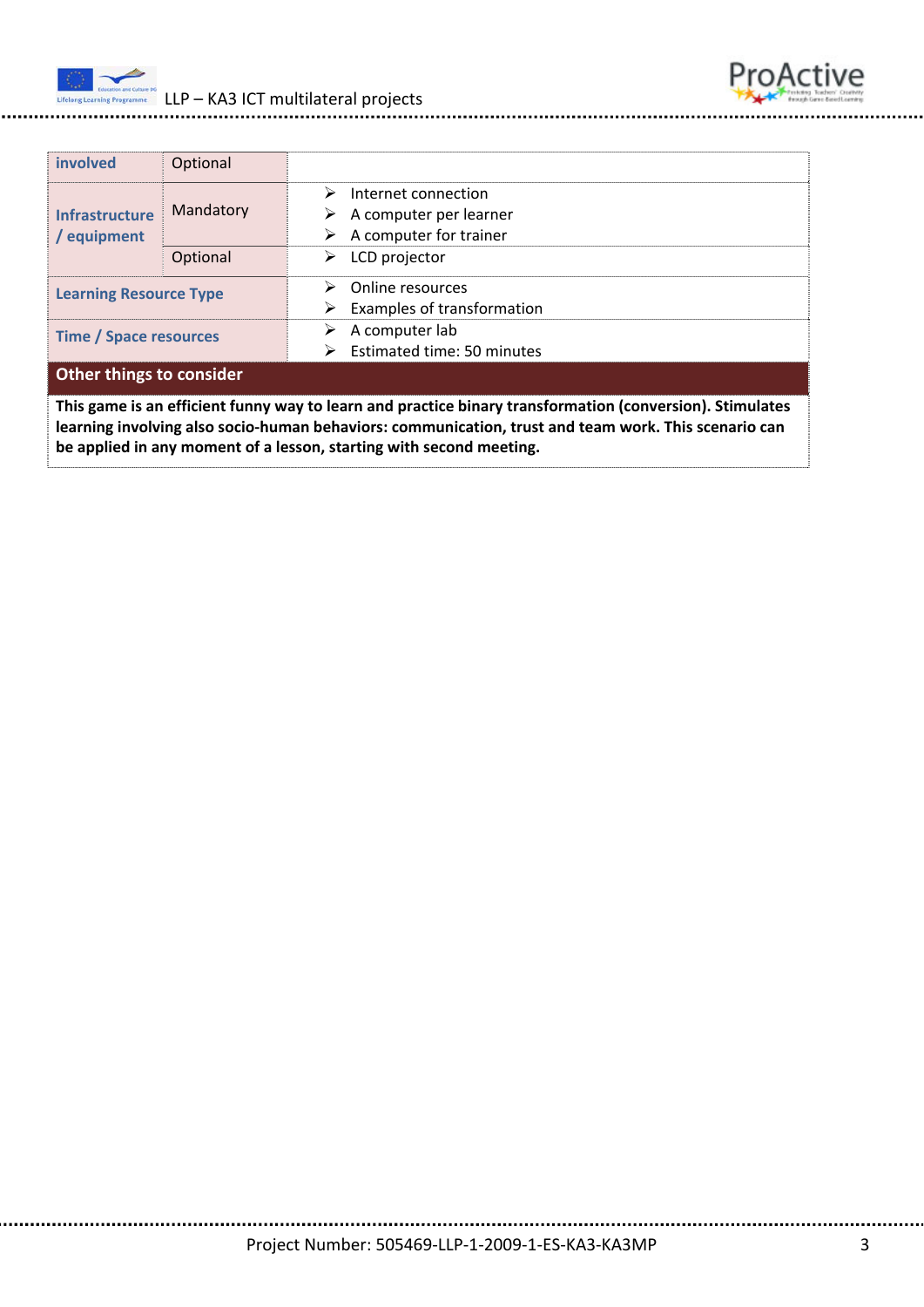| | | |
|---|---|---|
| **involved** | Optional | |
| **Infrastructure / equipment** | Mandatory | ➢ Internet connection<br>➢ A computer per learner<br>➢ A computer for trainer |
| | Optional | ➢ LCD projector |
| **Learning Resource Type** | | ➢ Online resources<br>➢ Examples of transformation |
| **Time / Space resources** | | ➢ A computer lab<br>➢ Estimated time: 50 minutes |
| **Other things to consider** | | |
| **This game is an efficient funny way to learn and practice binary transformation (conversion). Stimulates learning involving also socio-human behaviors: communication, trust and team work. This scenario can be applied in any moment of a lesson, starting with second meeting.** | | |